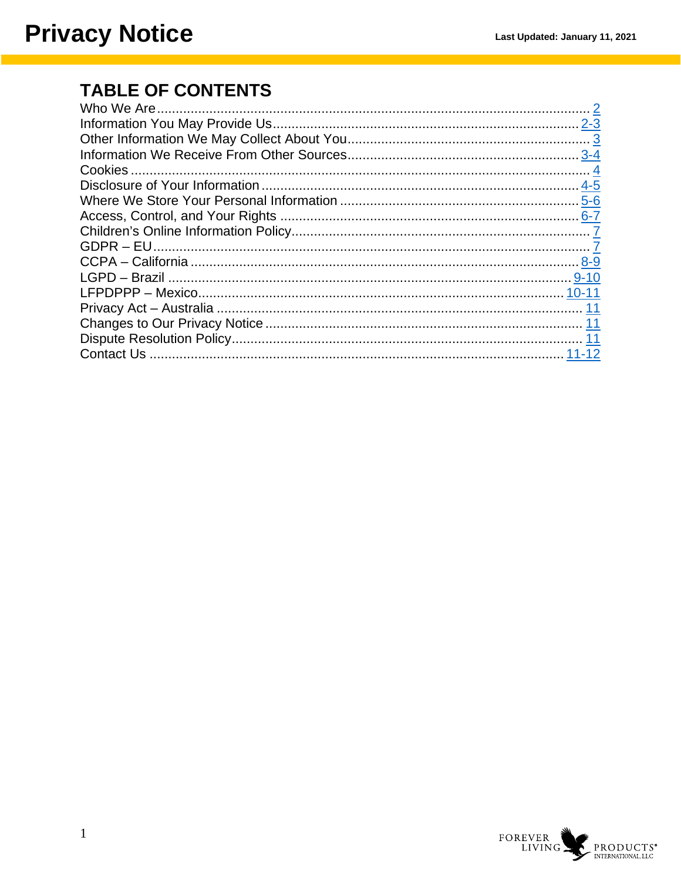# Privacy Notice

**Last Updated: January 11, 2021**

## TABLE OF CONTENTS

| Section | Page |
|---|---|
| Who We Are | 2 |
| Information You May Provide Us | 2-3 |
| Other Information We May Collect About You | 3 |
| Information We Receive From Other Sources | 3-4 |
| Cookies | 4 |
| Disclosure of Your Information | 4-5 |
| Where We Store Your Personal Information | 5-6 |
| Access, Control, and Your Rights | 6-7 |
| Children's Online Information Policy | 7 |
| GDPR – EU | 7 |
| CCPA – California | 8-9 |
| LGPD – Brazil | 9-10 |
| LFPDPPP – Mexico | 10-11 |
| Privacy Act – Australia | 11 |
| Changes to Our Privacy Notice | 11 |
| Dispute Resolution Policy | 11 |
| Contact Us | 11-12 |

FOREVER LIVING PRODUCTS® INTERNATIONAL, LLC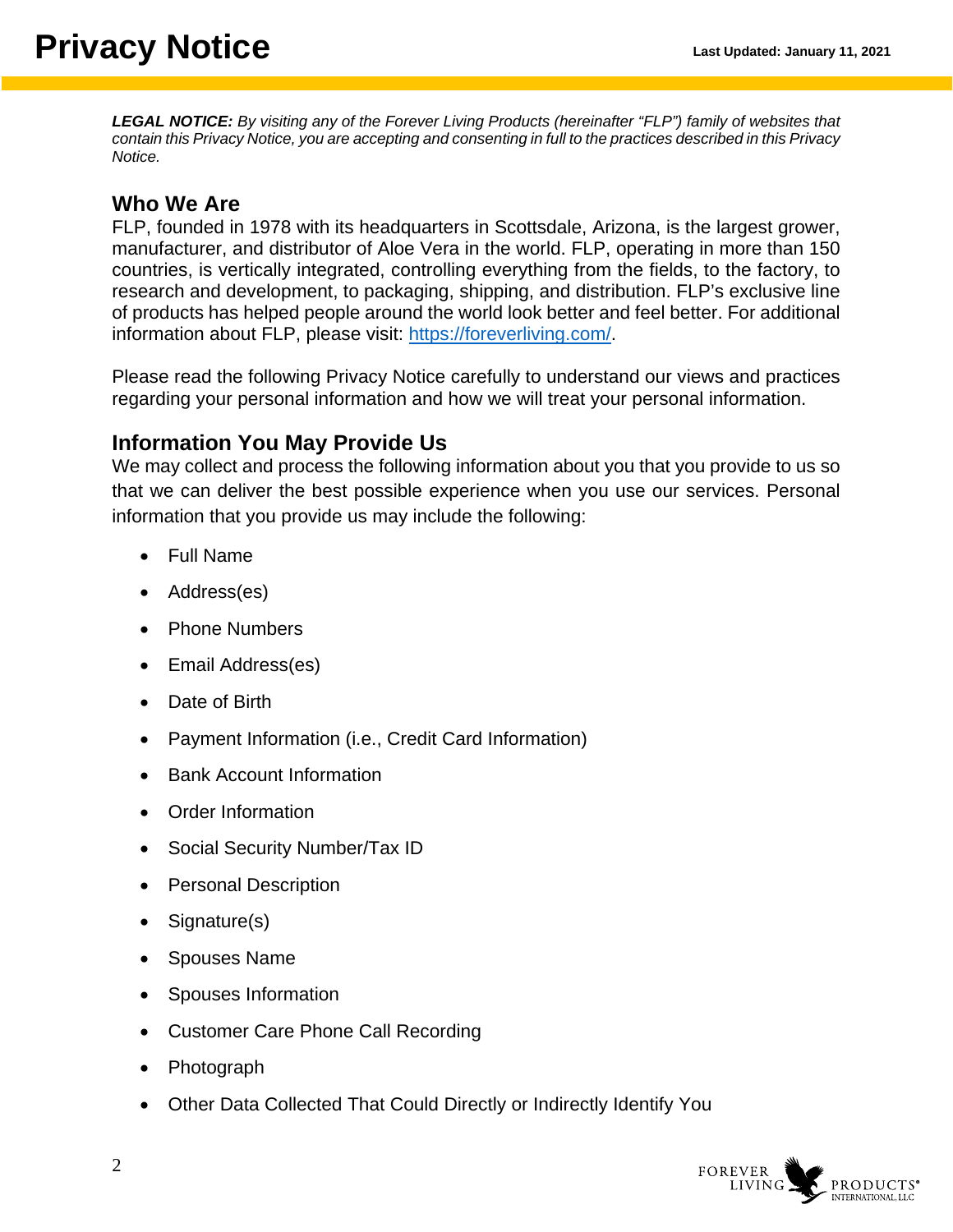# Privacy Notice

Last Updated: January 11, 2021

***LEGAL NOTICE:*** *By visiting any of the Forever Living Products (hereinafter "FLP") family of websites that contain this Privacy Notice, you are accepting and consenting in full to the practices described in this Privacy Notice.*

## Who We Are

FLP, founded in 1978 with its headquarters in Scottsdale, Arizona, is the largest grower, manufacturer, and distributor of Aloe Vera in the world. FLP, operating in more than 150 countries, is vertically integrated, controlling everything from the fields, to the factory, to research and development, to packaging, shipping, and distribution. FLP's exclusive line of products has helped people around the world look better and feel better. For additional information about FLP, please visit: [https://foreverliving.com/](https://foreverliving.com/).

Please read the following Privacy Notice carefully to understand our views and practices regarding your personal information and how we will treat your personal information.

## Information You May Provide Us

We may collect and process the following information about you that you provide to us so that we can deliver the best possible experience when you use our services. Personal information that you provide us may include the following:

- Full Name
- Address(es)
- Phone Numbers
- Email Address(es)
- Date of Birth
- Payment Information (i.e., Credit Card Information)
- Bank Account Information
- Order Information
- Social Security Number/Tax ID
- Personal Description
- Signature(s)
- Spouses Name
- Spouses Information
- Customer Care Phone Call Recording
- Photograph
- Other Data Collected That Could Directly or Indirectly Identify You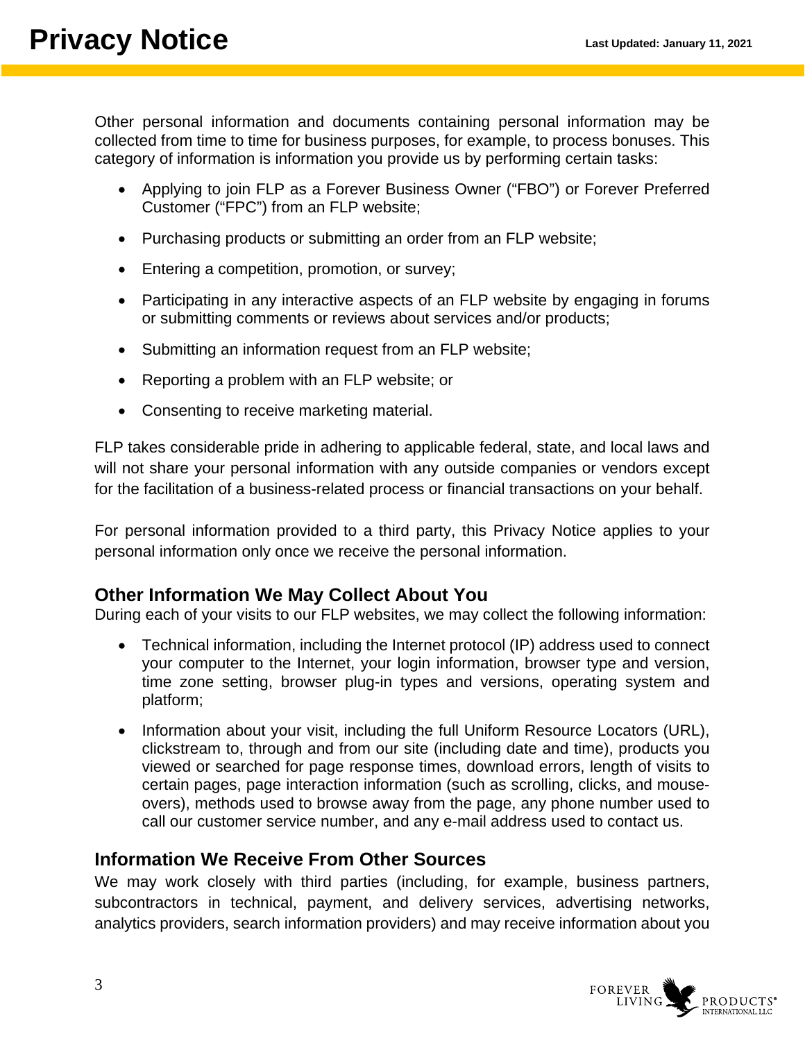Other personal information and documents containing personal information may be collected from time to time for business purposes, for example, to process bonuses. This category of information is information you provide us by performing certain tasks:

- Applying to join FLP as a Forever Business Owner ("FBO") or Forever Preferred Customer ("FPC") from an FLP website;
- Purchasing products or submitting an order from an FLP website;
- Entering a competition, promotion, or survey;
- Participating in any interactive aspects of an FLP website by engaging in forums or submitting comments or reviews about services and/or products;
- Submitting an information request from an FLP website;
- Reporting a problem with an FLP website; or
- Consenting to receive marketing material.

FLP takes considerable pride in adhering to applicable federal, state, and local laws and will not share your personal information with any outside companies or vendors except for the facilitation of a business-related process or financial transactions on your behalf.

For personal information provided to a third party, this Privacy Notice applies to your personal information only once we receive the personal information.

## Other Information We May Collect About You

During each of your visits to our FLP websites, we may collect the following information:

- Technical information, including the Internet protocol (IP) address used to connect your computer to the Internet, your login information, browser type and version, time zone setting, browser plug-in types and versions, operating system and platform;
- Information about your visit, including the full Uniform Resource Locators (URL), clickstream to, through and from our site (including date and time), products you viewed or searched for page response times, download errors, length of visits to certain pages, page interaction information (such as scrolling, clicks, and mouse-overs), methods used to browse away from the page, any phone number used to call our customer service number, and any e-mail address used to contact us.

## Information We Receive From Other Sources

We may work closely with third parties (including, for example, business partners, subcontractors in technical, payment, and delivery services, advertising networks, analytics providers, search information providers) and may receive information about you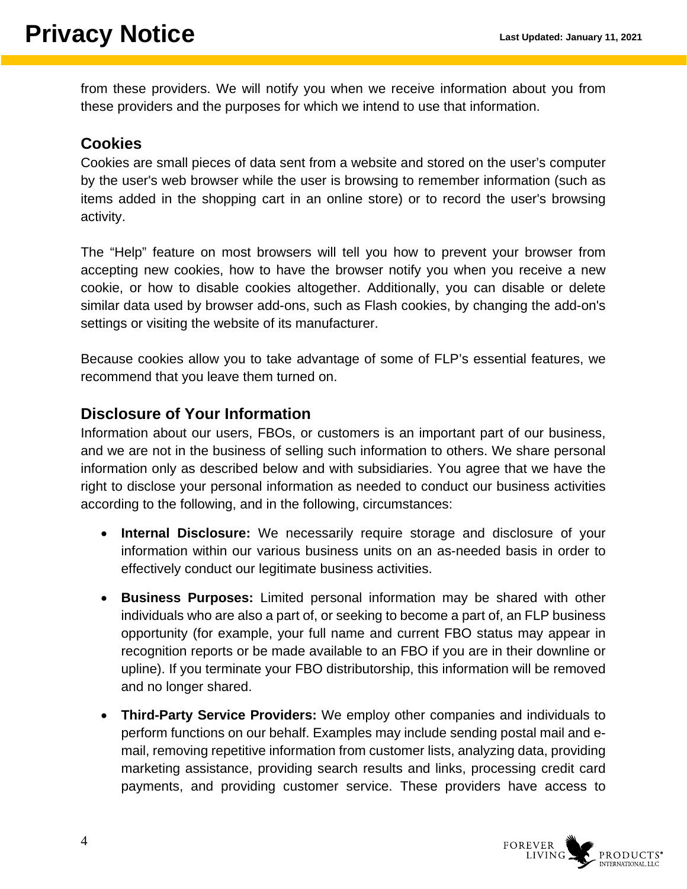from these providers. We will notify you when we receive information about you from these providers and the purposes for which we intend to use that information.

## Cookies

Cookies are small pieces of data sent from a website and stored on the user's computer by the user's web browser while the user is browsing to remember information (such as items added in the shopping cart in an online store) or to record the user's browsing activity.

The "Help" feature on most browsers will tell you how to prevent your browser from accepting new cookies, how to have the browser notify you when you receive a new cookie, or how to disable cookies altogether. Additionally, you can disable or delete similar data used by browser add-ons, such as Flash cookies, by changing the add-on's settings or visiting the website of its manufacturer.

Because cookies allow you to take advantage of some of FLP's essential features, we recommend that you leave them turned on.

## Disclosure of Your Information

Information about our users, FBOs, or customers is an important part of our business, and we are not in the business of selling such information to others. We share personal information only as described below and with subsidiaries. You agree that we have the right to disclose your personal information as needed to conduct our business activities according to the following, and in the following, circumstances:

- **Internal Disclosure:** We necessarily require storage and disclosure of your information within our various business units on an as-needed basis in order to effectively conduct our legitimate business activities.
- **Business Purposes:** Limited personal information may be shared with other individuals who are also a part of, or seeking to become a part of, an FLP business opportunity (for example, your full name and current FBO status may appear in recognition reports or be made available to an FBO if you are in their downline or upline). If you terminate your FBO distributorship, this information will be removed and no longer shared.
- **Third-Party Service Providers:** We employ other companies and individuals to perform functions on our behalf. Examples may include sending postal mail and e-mail, removing repetitive information from customer lists, analyzing data, providing marketing assistance, providing search results and links, processing credit card payments, and providing customer service. These providers have access to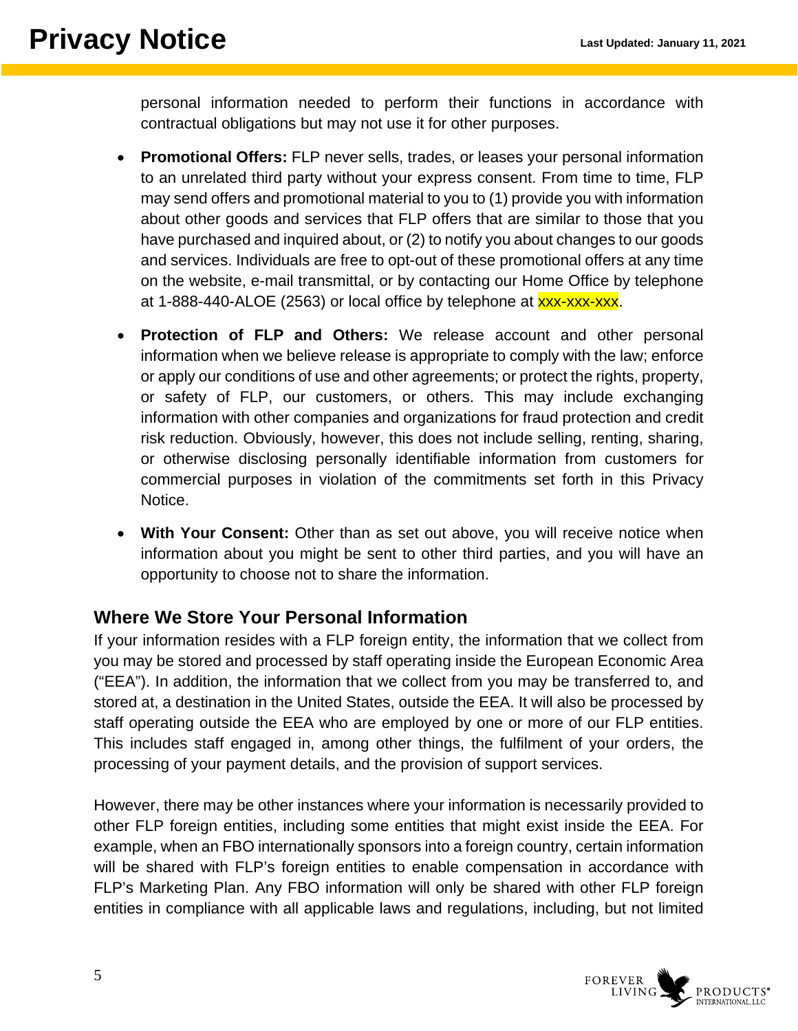personal information needed to perform their functions in accordance with contractual obligations but may not use it for other purposes.

- **Promotional Offers:** FLP never sells, trades, or leases your personal information to an unrelated third party without your express consent. From time to time, FLP may send offers and promotional material to you to (1) provide you with information about other goods and services that FLP offers that are similar to those that you have purchased and inquired about, or (2) to notify you about changes to our goods and services. Individuals are free to opt-out of these promotional offers at any time on the website, e-mail transmittal, or by contacting our Home Office by telephone at 1-888-440-ALOE (2563) or local office by telephone at xxx-xxx-xxx.
- **Protection of FLP and Others:** We release account and other personal information when we believe release is appropriate to comply with the law; enforce or apply our conditions of use and other agreements; or protect the rights, property, or safety of FLP, our customers, or others. This may include exchanging information with other companies and organizations for fraud protection and credit risk reduction. Obviously, however, this does not include selling, renting, sharing, or otherwise disclosing personally identifiable information from customers for commercial purposes in violation of the commitments set forth in this Privacy Notice.
- **With Your Consent:** Other than as set out above, you will receive notice when information about you might be sent to other third parties, and you will have an opportunity to choose not to share the information.

## Where We Store Your Personal Information

If your information resides with a FLP foreign entity, the information that we collect from you may be stored and processed by staff operating inside the European Economic Area ("EEA"). In addition, the information that we collect from you may be transferred to, and stored at, a destination in the United States, outside the EEA. It will also be processed by staff operating outside the EEA who are employed by one or more of our FLP entities. This includes staff engaged in, among other things, the fulfilment of your orders, the processing of your payment details, and the provision of support services.

However, there may be other instances where your information is necessarily provided to other FLP foreign entities, including some entities that might exist inside the EEA. For example, when an FBO internationally sponsors into a foreign country, certain information will be shared with FLP's foreign entities to enable compensation in accordance with FLP's Marketing Plan. Any FBO information will only be shared with other FLP foreign entities in compliance with all applicable laws and regulations, including, but not limited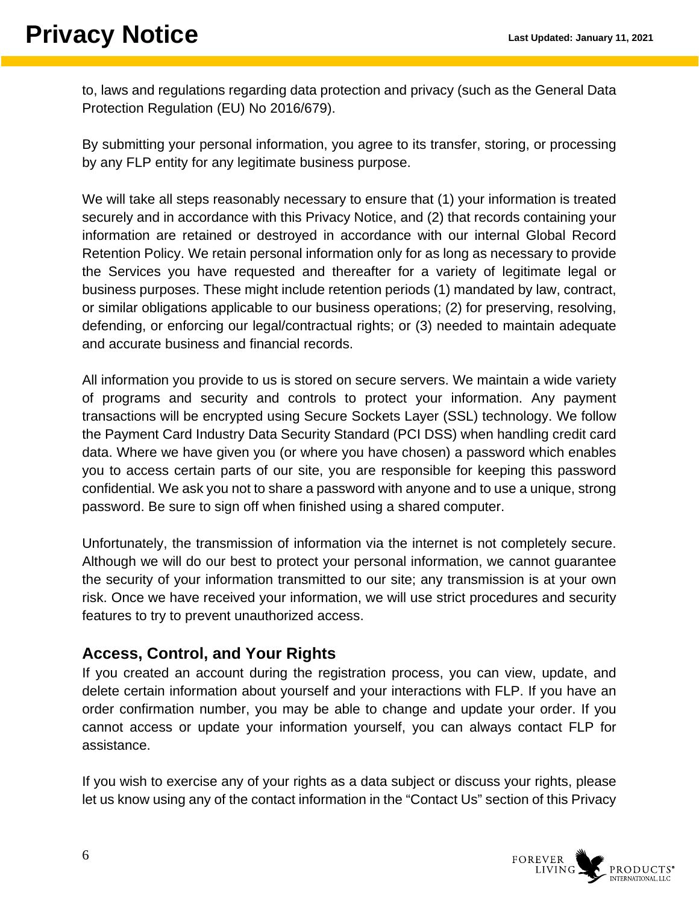to, laws and regulations regarding data protection and privacy (such as the General Data Protection Regulation (EU) No 2016/679).

By submitting your personal information, you agree to its transfer, storing, or processing by any FLP entity for any legitimate business purpose.

We will take all steps reasonably necessary to ensure that (1) your information is treated securely and in accordance with this Privacy Notice, and (2) that records containing your information are retained or destroyed in accordance with our internal Global Record Retention Policy. We retain personal information only for as long as necessary to provide the Services you have requested and thereafter for a variety of legitimate legal or business purposes. These might include retention periods (1) mandated by law, contract, or similar obligations applicable to our business operations; (2) for preserving, resolving, defending, or enforcing our legal/contractual rights; or (3) needed to maintain adequate and accurate business and financial records.

All information you provide to us is stored on secure servers. We maintain a wide variety of programs and security and controls to protect your information. Any payment transactions will be encrypted using Secure Sockets Layer (SSL) technology. We follow the Payment Card Industry Data Security Standard (PCI DSS) when handling credit card data. Where we have given you (or where you have chosen) a password which enables you to access certain parts of our site, you are responsible for keeping this password confidential. We ask you not to share a password with anyone and to use a unique, strong password. Be sure to sign off when finished using a shared computer.

Unfortunately, the transmission of information via the internet is not completely secure. Although we will do our best to protect your personal information, we cannot guarantee the security of your information transmitted to our site; any transmission is at your own risk. Once we have received your information, we will use strict procedures and security features to try to prevent unauthorized access.

## Access, Control, and Your Rights

If you created an account during the registration process, you can view, update, and delete certain information about yourself and your interactions with FLP. If you have an order confirmation number, you may be able to change and update your order. If you cannot access or update your information yourself, you can always contact FLP for assistance.

If you wish to exercise any of your rights as a data subject or discuss your rights, please let us know using any of the contact information in the "Contact Us" section of this Privacy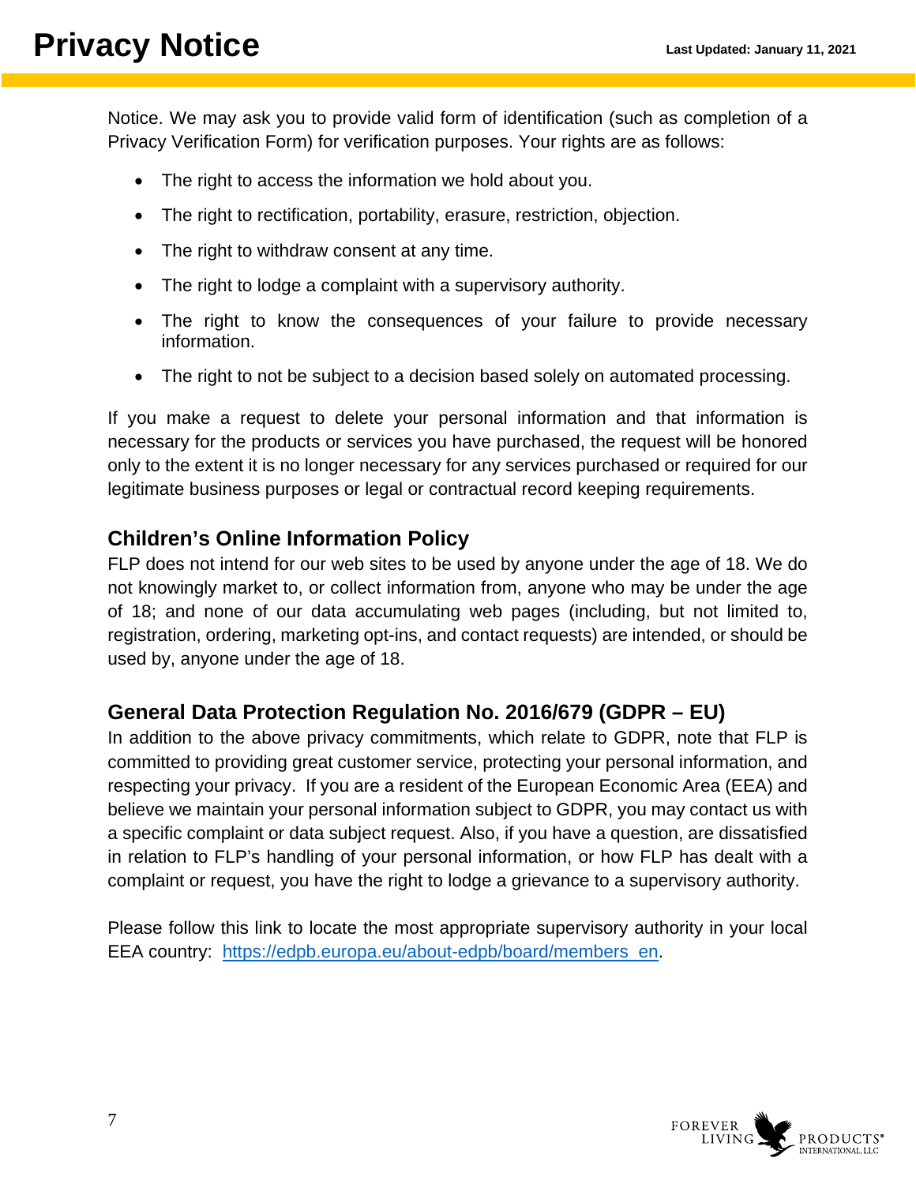Notice. We may ask you to provide valid form of identification (such as completion of a Privacy Verification Form) for verification purposes. Your rights are as follows:

- The right to access the information we hold about you.
- The right to rectification, portability, erasure, restriction, objection.
- The right to withdraw consent at any time.
- The right to lodge a complaint with a supervisory authority.
- The right to know the consequences of your failure to provide necessary information.
- The right to not be subject to a decision based solely on automated processing.

If you make a request to delete your personal information and that information is necessary for the products or services you have purchased, the request will be honored only to the extent it is no longer necessary for any services purchased or required for our legitimate business purposes or legal or contractual record keeping requirements.

## Children's Online Information Policy

FLP does not intend for our web sites to be used by anyone under the age of 18. We do not knowingly market to, or collect information from, anyone who may be under the age of 18; and none of our data accumulating web pages (including, but not limited to, registration, ordering, marketing opt-ins, and contact requests) are intended, or should be used by, anyone under the age of 18.

## General Data Protection Regulation No. 2016/679 (GDPR – EU)

In addition to the above privacy commitments, which relate to GDPR, note that FLP is committed to providing great customer service, protecting your personal information, and respecting your privacy. If you are a resident of the European Economic Area (EEA) and believe we maintain your personal information subject to GDPR, you may contact us with a specific complaint or data subject request. Also, if you have a question, are dissatisfied in relation to FLP's handling of your personal information, or how FLP has dealt with a complaint or request, you have the right to lodge a grievance to a supervisory authority.

Please follow this link to locate the most appropriate supervisory authority in your local EEA country: [https://edpb.europa.eu/about-edpb/board/members_en](https://edpb.europa.eu/about-edpb/board/members_en).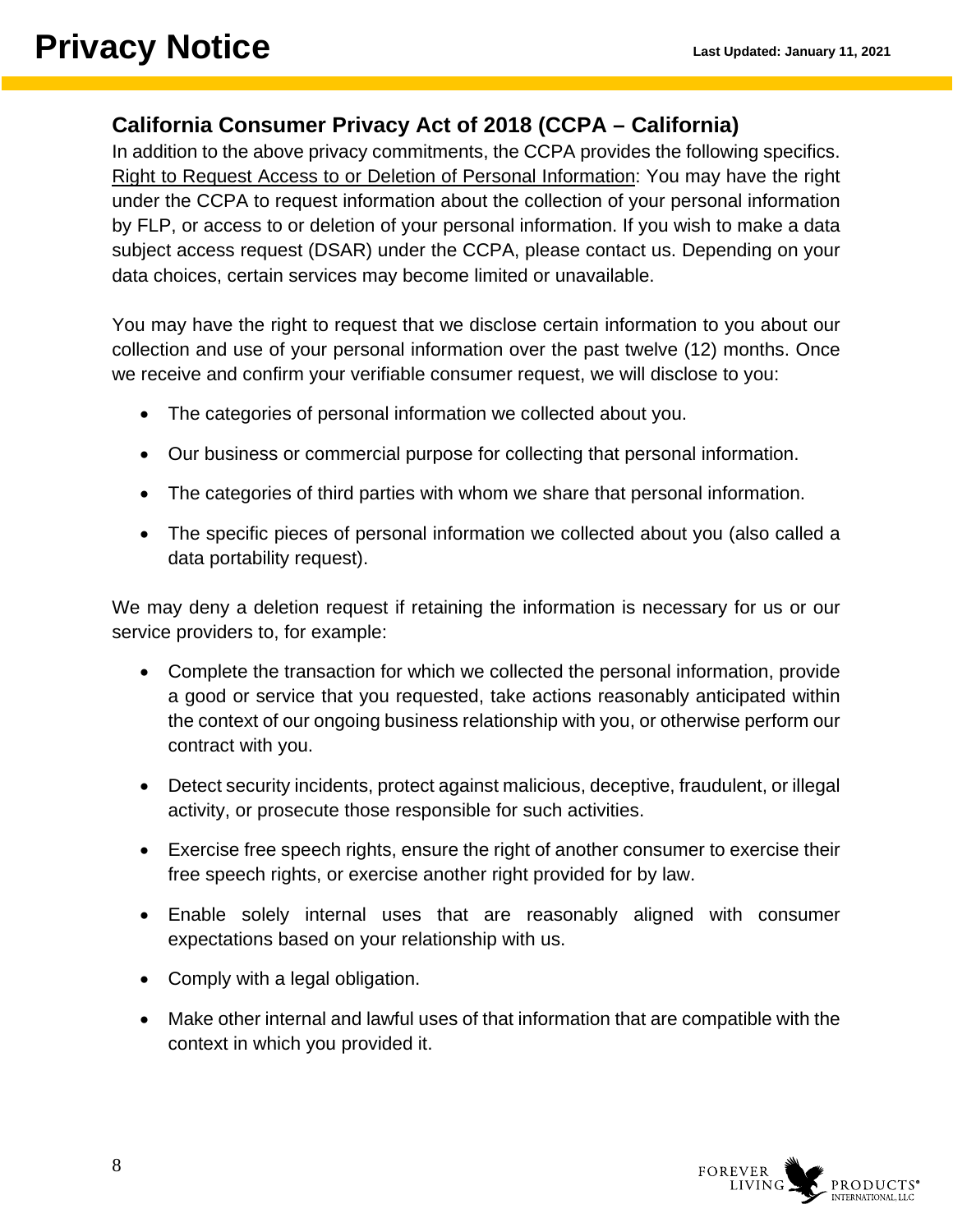## California Consumer Privacy Act of 2018 (CCPA – California)

In addition to the above privacy commitments, the CCPA provides the following specifics. Right to Request Access to or Deletion of Personal Information: You may have the right under the CCPA to request information about the collection of your personal information by FLP, or access to or deletion of your personal information. If you wish to make a data subject access request (DSAR) under the CCPA, please contact us. Depending on your data choices, certain services may become limited or unavailable.

You may have the right to request that we disclose certain information to you about our collection and use of your personal information over the past twelve (12) months. Once we receive and confirm your verifiable consumer request, we will disclose to you:

- The categories of personal information we collected about you.
- Our business or commercial purpose for collecting that personal information.
- The categories of third parties with whom we share that personal information.
- The specific pieces of personal information we collected about you (also called a data portability request).

We may deny a deletion request if retaining the information is necessary for us or our service providers to, for example:

- Complete the transaction for which we collected the personal information, provide a good or service that you requested, take actions reasonably anticipated within the context of our ongoing business relationship with you, or otherwise perform our contract with you.
- Detect security incidents, protect against malicious, deceptive, fraudulent, or illegal activity, or prosecute those responsible for such activities.
- Exercise free speech rights, ensure the right of another consumer to exercise their free speech rights, or exercise another right provided for by law.
- Enable solely internal uses that are reasonably aligned with consumer expectations based on your relationship with us.
- Comply with a legal obligation.
- Make other internal and lawful uses of that information that are compatible with the context in which you provided it.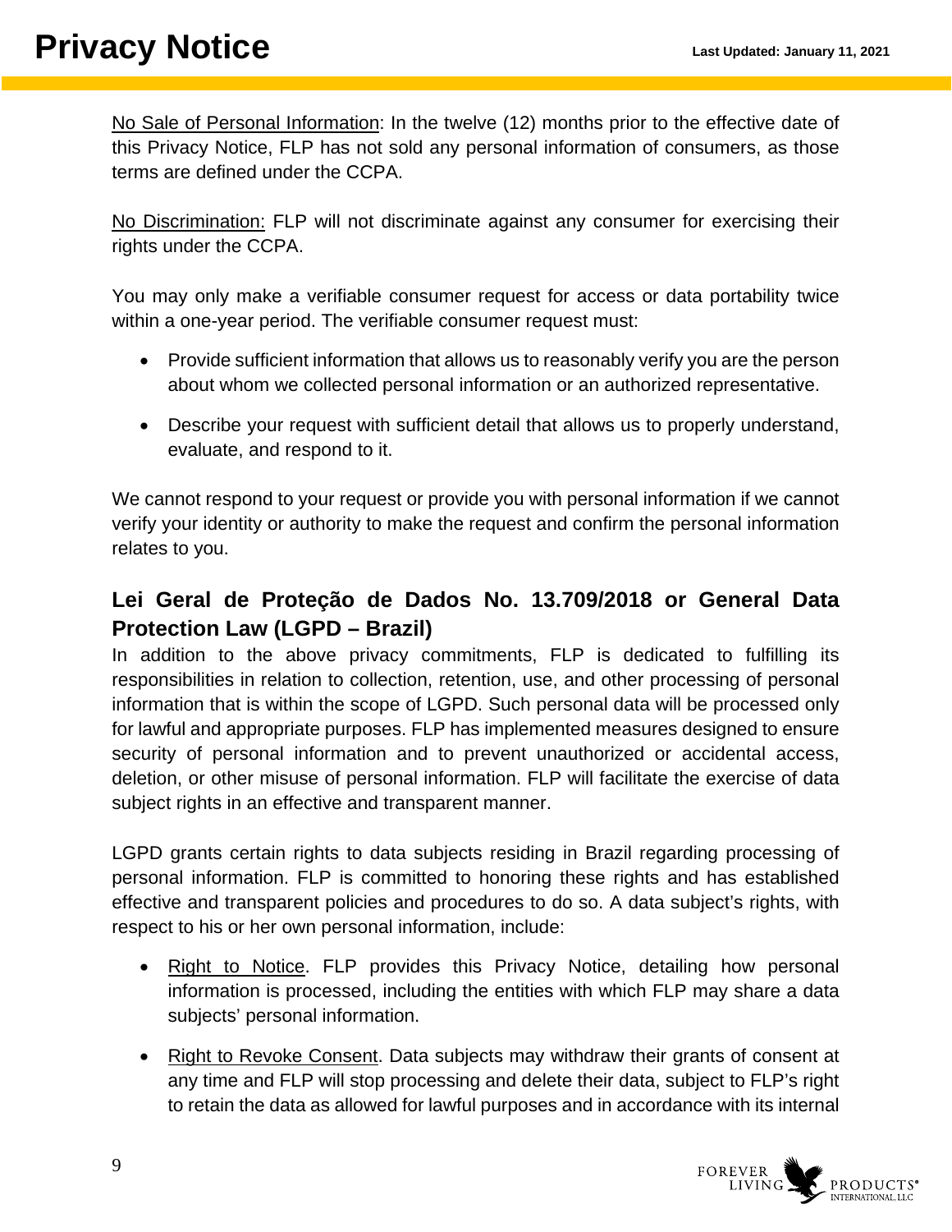No Sale of Personal Information: In the twelve (12) months prior to the effective date of this Privacy Notice, FLP has not sold any personal information of consumers, as those terms are defined under the CCPA.

No Discrimination: FLP will not discriminate against any consumer for exercising their rights under the CCPA.

You may only make a verifiable consumer request for access or data portability twice within a one-year period. The verifiable consumer request must:

- Provide sufficient information that allows us to reasonably verify you are the person about whom we collected personal information or an authorized representative.
- Describe your request with sufficient detail that allows us to properly understand, evaluate, and respond to it.

We cannot respond to your request or provide you with personal information if we cannot verify your identity or authority to make the request and confirm the personal information relates to you.

## Lei Geral de Proteção de Dados No. 13.709/2018 or General Data Protection Law (LGPD – Brazil)

In addition to the above privacy commitments, FLP is dedicated to fulfilling its responsibilities in relation to collection, retention, use, and other processing of personal information that is within the scope of LGPD. Such personal data will be processed only for lawful and appropriate purposes. FLP has implemented measures designed to ensure security of personal information and to prevent unauthorized or accidental access, deletion, or other misuse of personal information. FLP will facilitate the exercise of data subject rights in an effective and transparent manner.

LGPD grants certain rights to data subjects residing in Brazil regarding processing of personal information. FLP is committed to honoring these rights and has established effective and transparent policies and procedures to do so. A data subject's rights, with respect to his or her own personal information, include:

- Right to Notice. FLP provides this Privacy Notice, detailing how personal information is processed, including the entities with which FLP may share a data subjects' personal information.
- Right to Revoke Consent. Data subjects may withdraw their grants of consent at any time and FLP will stop processing and delete their data, subject to FLP's right to retain the data as allowed for lawful purposes and in accordance with its internal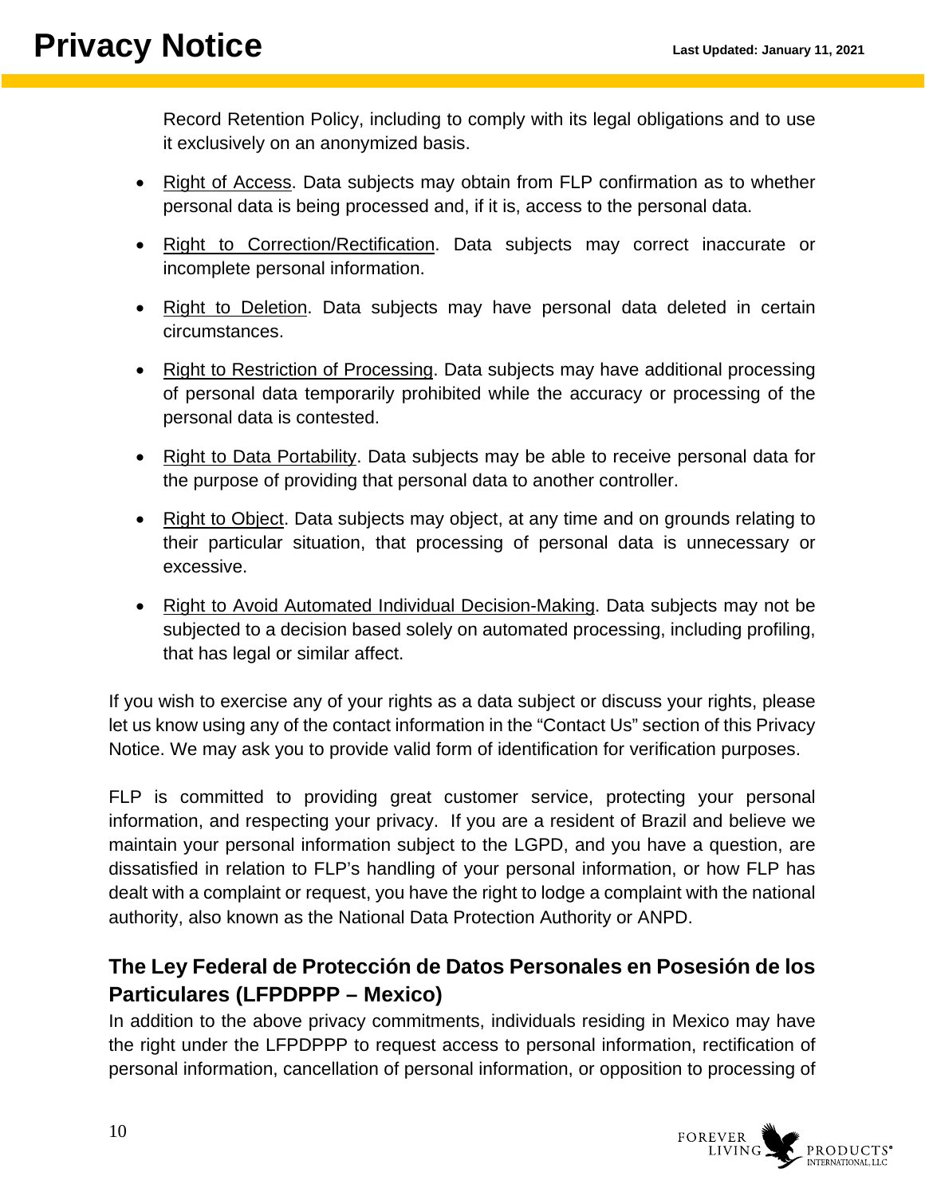Record Retention Policy, including to comply with its legal obligations and to use it exclusively on an anonymized basis.

- Right of Access. Data subjects may obtain from FLP confirmation as to whether personal data is being processed and, if it is, access to the personal data.
- Right to Correction/Rectification. Data subjects may correct inaccurate or incomplete personal information.
- Right to Deletion. Data subjects may have personal data deleted in certain circumstances.
- Right to Restriction of Processing. Data subjects may have additional processing of personal data temporarily prohibited while the accuracy or processing of the personal data is contested.
- Right to Data Portability. Data subjects may be able to receive personal data for the purpose of providing that personal data to another controller.
- Right to Object. Data subjects may object, at any time and on grounds relating to their particular situation, that processing of personal data is unnecessary or excessive.
- Right to Avoid Automated Individual Decision-Making. Data subjects may not be subjected to a decision based solely on automated processing, including profiling, that has legal or similar affect.

If you wish to exercise any of your rights as a data subject or discuss your rights, please let us know using any of the contact information in the "Contact Us" section of this Privacy Notice. We may ask you to provide valid form of identification for verification purposes.

FLP is committed to providing great customer service, protecting your personal information, and respecting your privacy. If you are a resident of Brazil and believe we maintain your personal information subject to the LGPD, and you have a question, are dissatisfied in relation to FLP's handling of your personal information, or how FLP has dealt with a complaint or request, you have the right to lodge a complaint with the national authority, also known as the National Data Protection Authority or ANPD.

## The Ley Federal de Protección de Datos Personales en Posesión de los Particulares (LFPDPPP – Mexico)

In addition to the above privacy commitments, individuals residing in Mexico may have the right under the LFPDPPP to request access to personal information, rectification of personal information, cancellation of personal information, or opposition to processing of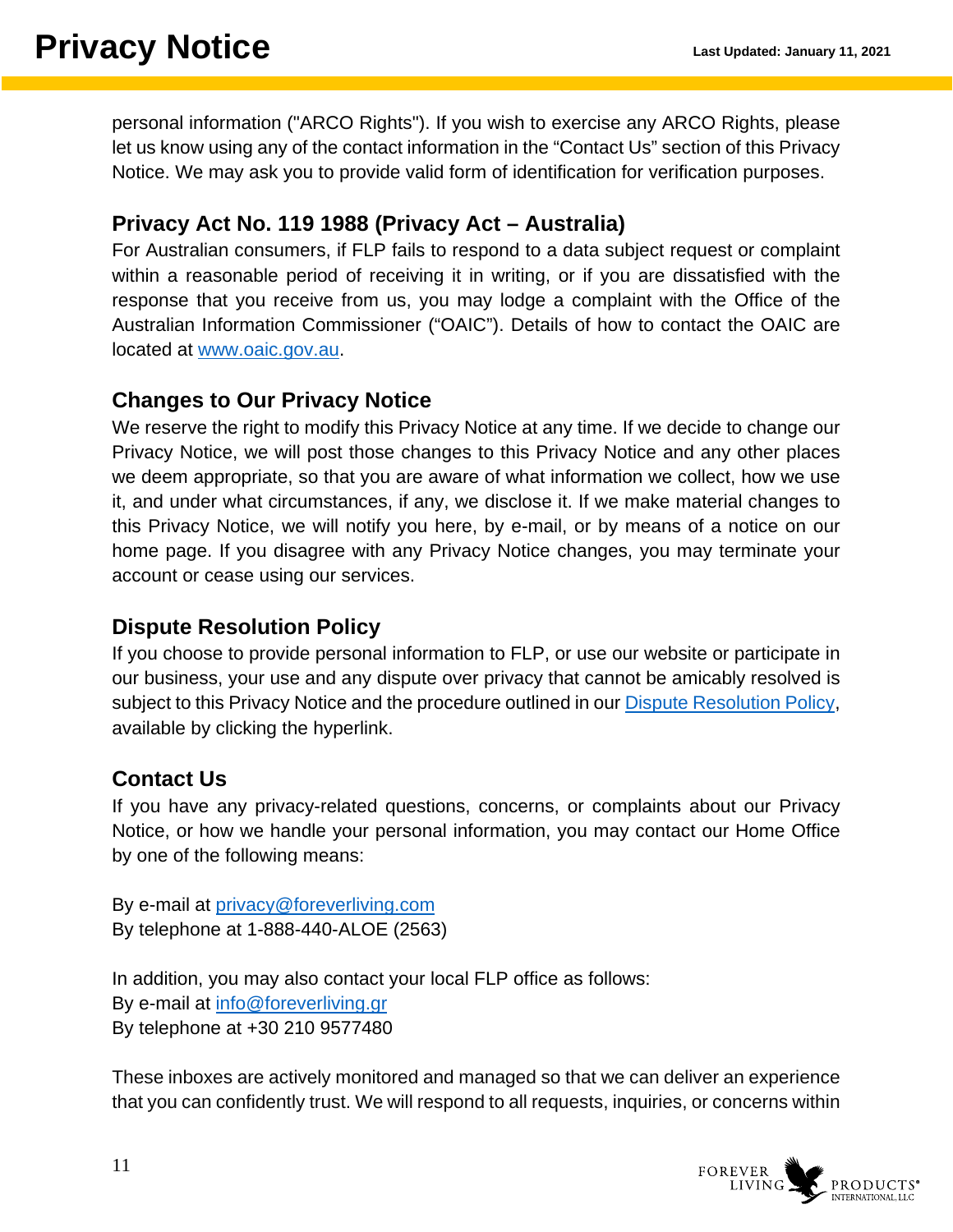personal information ("ARCO Rights"). If you wish to exercise any ARCO Rights, please let us know using any of the contact information in the “Contact Us” section of this Privacy Notice. We may ask you to provide valid form of identification for verification purposes.

## Privacy Act No. 119 1988 (Privacy Act – Australia)

For Australian consumers, if FLP fails to respond to a data subject request or complaint within a reasonable period of receiving it in writing, or if you are dissatisfied with the response that you receive from us, you may lodge a complaint with the Office of the Australian Information Commissioner (“OAIC”). Details of how to contact the OAIC are located at [www.oaic.gov.au](http://www.oaic.gov.au).

## Changes to Our Privacy Notice

We reserve the right to modify this Privacy Notice at any time. If we decide to change our Privacy Notice, we will post those changes to this Privacy Notice and any other places we deem appropriate, so that you are aware of what information we collect, how we use it, and under what circumstances, if any, we disclose it. If we make material changes to this Privacy Notice, we will notify you here, by e-mail, or by means of a notice on our home page. If you disagree with any Privacy Notice changes, you may terminate your account or cease using our services.

## Dispute Resolution Policy

If you choose to provide personal information to FLP, or use our website or participate in our business, your use and any dispute over privacy that cannot be amicably resolved is subject to this Privacy Notice and the procedure outlined in our Dispute Resolution Policy, available by clicking the hyperlink.

## Contact Us

If you have any privacy-related questions, concerns, or complaints about our Privacy Notice, or how we handle your personal information, you may contact our Home Office by one of the following means:

By e-mail at [privacy@foreverliving.com](mailto:privacy@foreverliving.com)
By telephone at 1-888-440-ALOE (2563)

In addition, you may also contact your local FLP office as follows:
By e-mail at [info@foreverliving.gr](mailto:info@foreverliving.gr)
By telephone at +30 210 9577480

These inboxes are actively monitored and managed so that we can deliver an experience that you can confidently trust. We will respond to all requests, inquiries, or concerns within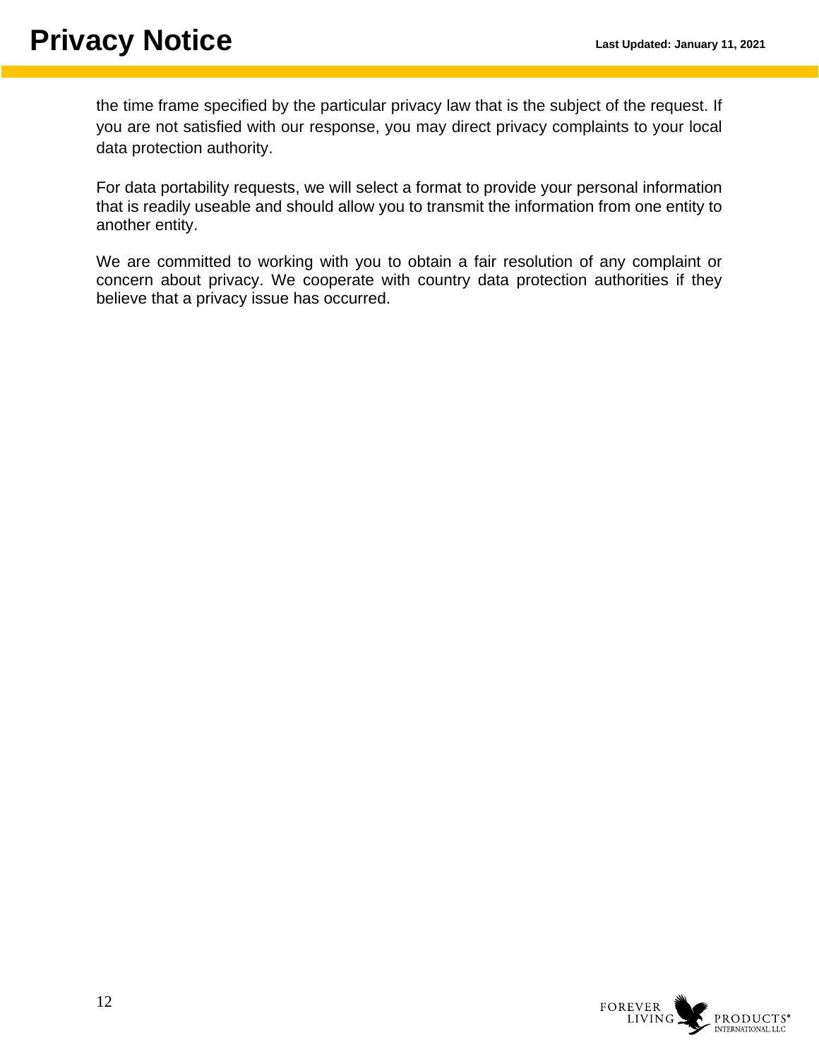the time frame specified by the particular privacy law that is the subject of the request. If you are not satisfied with our response, you may direct privacy complaints to your local data protection authority.

For data portability requests, we will select a format to provide your personal information that is readily useable and should allow you to transmit the information from one entity to another entity.

We are committed to working with you to obtain a fair resolution of any complaint or concern about privacy. We cooperate with country data protection authorities if they believe that a privacy issue has occurred.